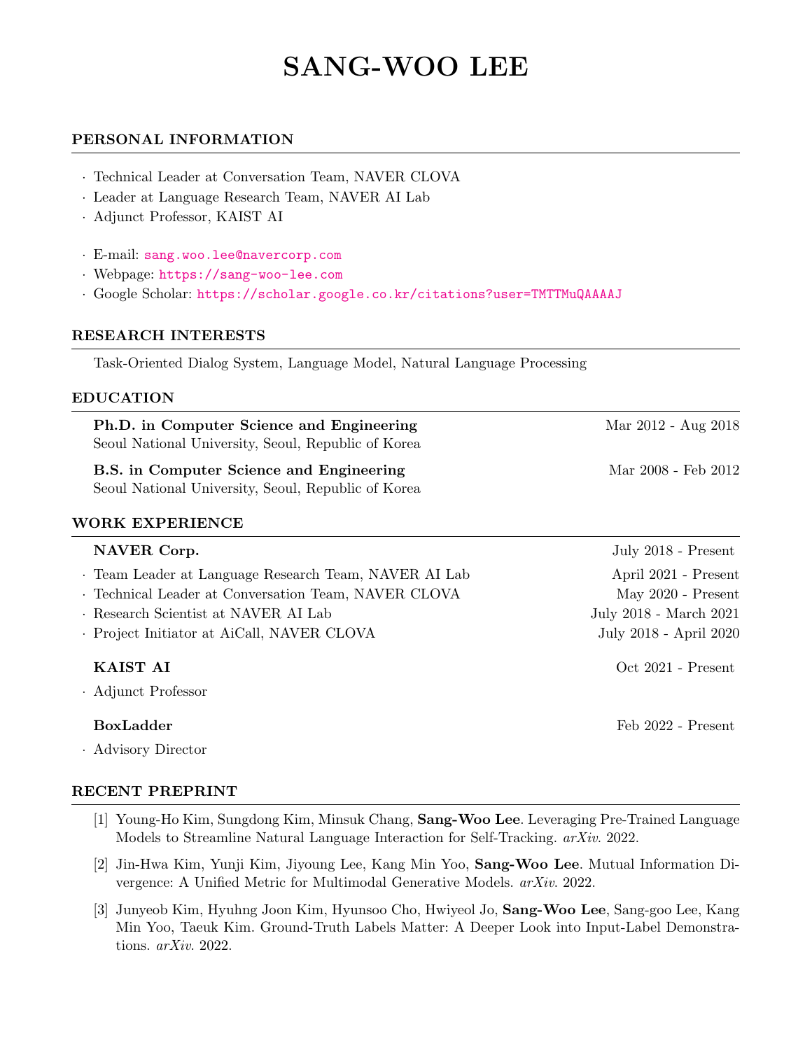# SANG-WOO LEE

## PERSONAL INFORMATION

- Technical Leader at Conversation Team, NAVER CLOVA
- Leader at Language Research Team, NAVER AI Lab
- Adjunct Professor, KAIST AI

- E-mail: sang.woo.lee@navercorp.com
- Webpage: https://sang-woo-lee.com
- Google Scholar: https://scholar.google.co.kr/citations?user=TMTTMuQAAAAJ

## RESEARCH INTERESTS

Task-Oriented Dialog System, Language Model, Natural Language Processing

## EDUCATION

**Ph.D. in Computer Science and Engineering** — Mar 2012 - Aug 2018
Seoul National University, Seoul, Republic of Korea

**B.S. in Computer Science and Engineering** — Mar 2008 - Feb 2012
Seoul National University, Seoul, Republic of Korea

## WORK EXPERIENCE

**NAVER Corp.** — July 2018 - Present

- Team Leader at Language Research Team, NAVER AI Lab — April 2021 - Present
- Technical Leader at Conversation Team, NAVER CLOVA — May 2020 - Present
- Research Scientist at NAVER AI Lab — July 2018 - March 2021
- Project Initiator at AiCall, NAVER CLOVA — July 2018 - April 2020

**KAIST AI** — Oct 2021 - Present

- Adjunct Professor

**BoxLadder** — Feb 2022 - Present

- Advisory Director

## RECENT PREPRINT

[1] Young-Ho Kim, Sungdong Kim, Minsuk Chang, **Sang-Woo Lee**. Leveraging Pre-Trained Language Models to Streamline Natural Language Interaction for Self-Tracking. *arXiv*. 2022.

[2] Jin-Hwa Kim, Yunji Kim, Jiyoung Lee, Kang Min Yoo, **Sang-Woo Lee**. Mutual Information Divergence: A Unified Metric for Multimodal Generative Models. *arXiv*. 2022.

[3] Junyeob Kim, Hyuhng Joon Kim, Hyunsoo Cho, Hwiyeol Jo, **Sang-Woo Lee**, Sang-goo Lee, Kang Min Yoo, Taeuk Kim. Ground-Truth Labels Matter: A Deeper Look into Input-Label Demonstrations. *arXiv*. 2022.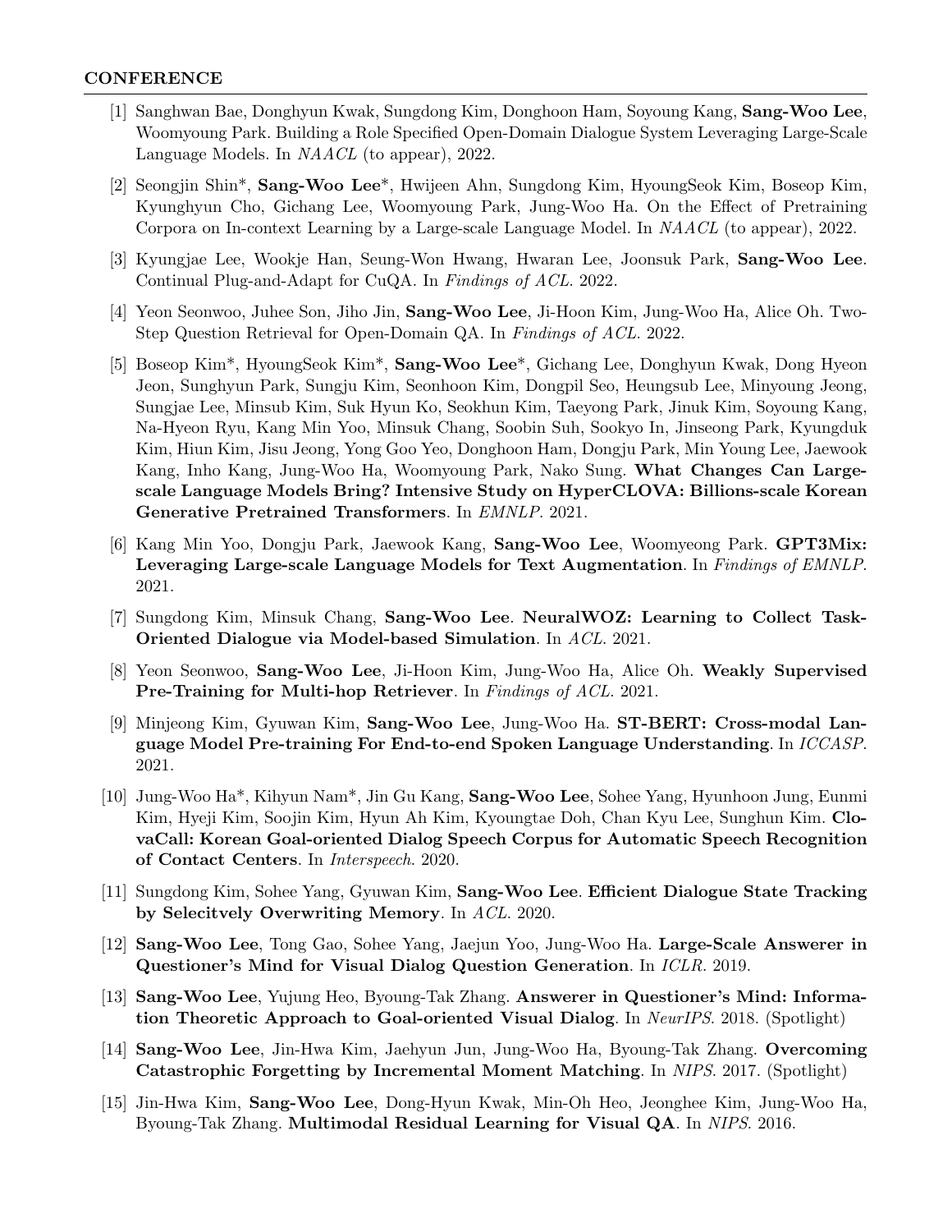## CONFERENCE

[1] Sanghwan Bae, Donghyun Kwak, Sungdong Kim, Donghoon Ham, Soyoung Kang, **Sang-Woo Lee**, Woomyoung Park. Building a Role Specified Open-Domain Dialogue System Leveraging Large-Scale Language Models. In *NAACL* (to appear), 2022.

[2] Seongjin Shin*, **Sang-Woo Lee***, Hwijeen Ahn, Sungdong Kim, HyoungSeok Kim, Boseop Kim, Kyunghyun Cho, Gichang Lee, Woomyoung Park, Jung-Woo Ha. On the Effect of Pretraining Corpora on In-context Learning by a Large-scale Language Model. In *NAACL* (to appear), 2022.

[3] Kyungjae Lee, Wookje Han, Seung-Won Hwang, Hwaran Lee, Joonsuk Park, **Sang-Woo Lee**. Continual Plug-and-Adapt for CuQA. In *Findings of ACL*. 2022.

[4] Yeon Seonwoo, Juhee Son, Jiho Jin, **Sang-Woo Lee**, Ji-Hoon Kim, Jung-Woo Ha, Alice Oh. Two-Step Question Retrieval for Open-Domain QA. In *Findings of ACL*. 2022.

[5] Boseop Kim*, HyoungSeok Kim*, **Sang-Woo Lee***, Gichang Lee, Donghyun Kwak, Dong Hyeon Jeon, Sunghyun Park, Sungju Kim, Seonhoon Kim, Dongpil Seo, Heungsub Lee, Minyoung Jeong, Sungjae Lee, Minsub Kim, Suk Hyun Ko, Seokhun Kim, Taeyong Park, Jinuk Kim, Soyoung Kang, Na-Hyeon Ryu, Kang Min Yoo, Minsuk Chang, Soobin Suh, Sookyo In, Jinseong Park, Kyungduk Kim, Hiun Kim, Jisu Jeong, Yong Goo Yeo, Donghoon Ham, Dongju Park, Min Young Lee, Jaewook Kang, Inho Kang, Jung-Woo Ha, Woomyoung Park, Nako Sung. **What Changes Can Large-scale Language Models Bring? Intensive Study on HyperCLOVA: Billions-scale Korean Generative Pretrained Transformers**. In *EMNLP*. 2021.

[6] Kang Min Yoo, Dongju Park, Jaewook Kang, **Sang-Woo Lee**, Woomyeong Park. **GPT3Mix: Leveraging Large-scale Language Models for Text Augmentation**. In *Findings of EMNLP*. 2021.

[7] Sungdong Kim, Minsuk Chang, **Sang-Woo Lee**. **NeuralWOZ: Learning to Collect Task-Oriented Dialogue via Model-based Simulation**. In *ACL*. 2021.

[8] Yeon Seonwoo, **Sang-Woo Lee**, Ji-Hoon Kim, Jung-Woo Ha, Alice Oh. **Weakly Supervised Pre-Training for Multi-hop Retriever**. In *Findings of ACL*. 2021.

[9] Minjeong Kim, Gyuwan Kim, **Sang-Woo Lee**, Jung-Woo Ha. **ST-BERT: Cross-modal Language Model Pre-training For End-to-end Spoken Language Understanding**. In *ICCASP*. 2021.

[10] Jung-Woo Ha*, Kihyun Nam*, Jin Gu Kang, **Sang-Woo Lee**, Sohee Yang, Hyunhoon Jung, Eunmi Kim, Hyeji Kim, Soojin Kim, Hyun Ah Kim, Kyoungtae Doh, Chan Kyu Lee, Sunghun Kim. **ClovaCall: Korean Goal-oriented Dialog Speech Corpus for Automatic Speech Recognition of Contact Centers**. In *Interspeech*. 2020.

[11] Sungdong Kim, Sohee Yang, Gyuwan Kim, **Sang-Woo Lee**. **Efficient Dialogue State Tracking by Selecitvely Overwriting Memory**. In *ACL*. 2020.

[12] **Sang-Woo Lee**, Tong Gao, Sohee Yang, Jaejun Yoo, Jung-Woo Ha. **Large-Scale Answerer in Questioner's Mind for Visual Dialog Question Generation**. In *ICLR*. 2019.

[13] **Sang-Woo Lee**, Yujung Heo, Byoung-Tak Zhang. **Answerer in Questioner's Mind: Information Theoretic Approach to Goal-oriented Visual Dialog**. In *NeurIPS*. 2018. (Spotlight)

[14] **Sang-Woo Lee**, Jin-Hwa Kim, Jaehyun Jun, Jung-Woo Ha, Byoung-Tak Zhang. **Overcoming Catastrophic Forgetting by Incremental Moment Matching**. In *NIPS*. 2017. (Spotlight)

[15] Jin-Hwa Kim, **Sang-Woo Lee**, Dong-Hyun Kwak, Min-Oh Heo, Jeonghee Kim, Jung-Woo Ha, Byoung-Tak Zhang. **Multimodal Residual Learning for Visual QA**. In *NIPS*. 2016.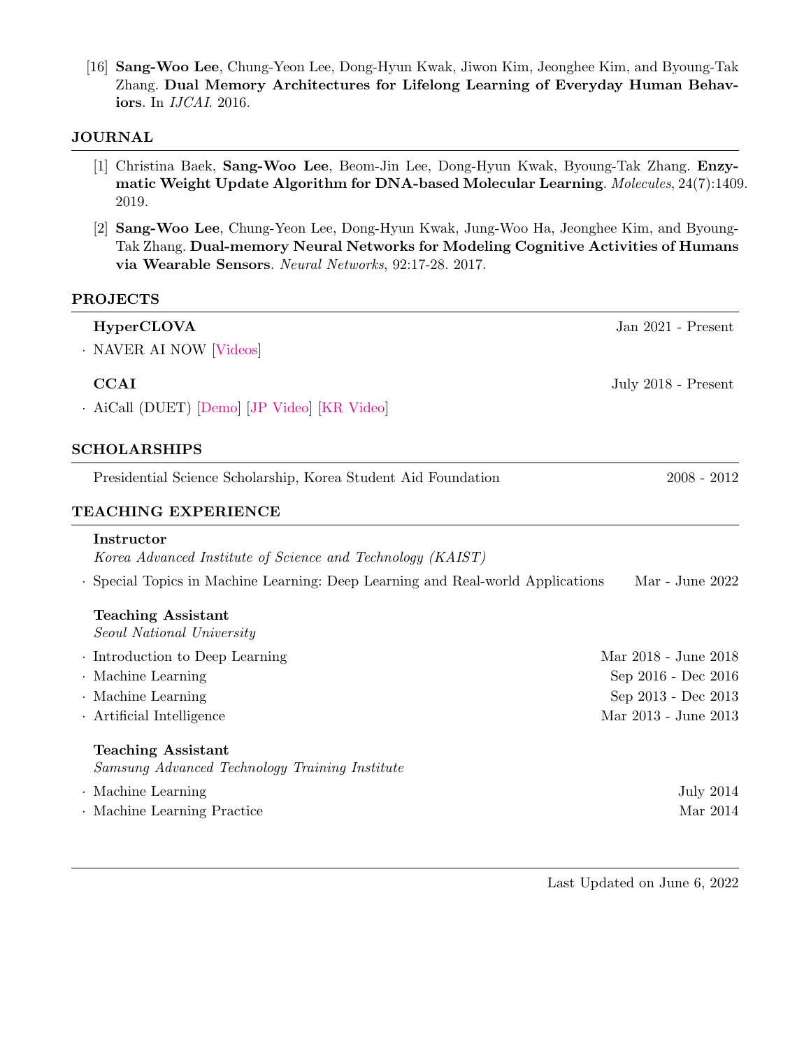[16] **Sang-Woo Lee**, Chung-Yeon Lee, Dong-Hyun Kwak, Jiwon Kim, Jeonghee Kim, and Byoung-Tak Zhang. **Dual Memory Architectures for Lifelong Learning of Everyday Human Behaviors**. In *IJCAI*. 2016.

## JOURNAL

[1] Christina Baek, **Sang-Woo Lee**, Beom-Jin Lee, Dong-Hyun Kwak, Byoung-Tak Zhang. **Enzymatic Weight Update Algorithm for DNA-based Molecular Learning**. *Molecules*, 24(7):1409. 2019.

[2] **Sang-Woo Lee**, Chung-Yeon Lee, Dong-Hyun Kwak, Jung-Woo Ha, Jeonghee Kim, and Byoung-Tak Zhang. **Dual-memory Neural Networks for Modeling Cognitive Activities of Humans via Wearable Sensors**. *Neural Networks*, 92:17-28. 2017.

## PROJECTS

**HyperCLOVA** — Jan 2021 - Present

- NAVER AI NOW [Videos]

**CCAI** — July 2018 - Present

- AiCall (DUET) [Demo] [JP Video] [KR Video]

## SCHOLARSHIPS

Presidential Science Scholarship, Korea Student Aid Foundation — 2008 - 2012

## TEACHING EXPERIENCE

**Instructor**
*Korea Advanced Institute of Science and Technology (KAIST)*

- Special Topics in Machine Learning: Deep Learning and Real-world Applications — Mar - June 2022

**Teaching Assistant**
*Seoul National University*

- Introduction to Deep Learning — Mar 2018 - June 2018
- Machine Learning — Sep 2016 - Dec 2016
- Machine Learning — Sep 2013 - Dec 2013
- Artificial Intelligence — Mar 2013 - June 2013

**Teaching Assistant**
*Samsung Advanced Technology Training Institute*

- Machine Learning — July 2014
- Machine Learning Practice — Mar 2014

Last Updated on June 6, 2022